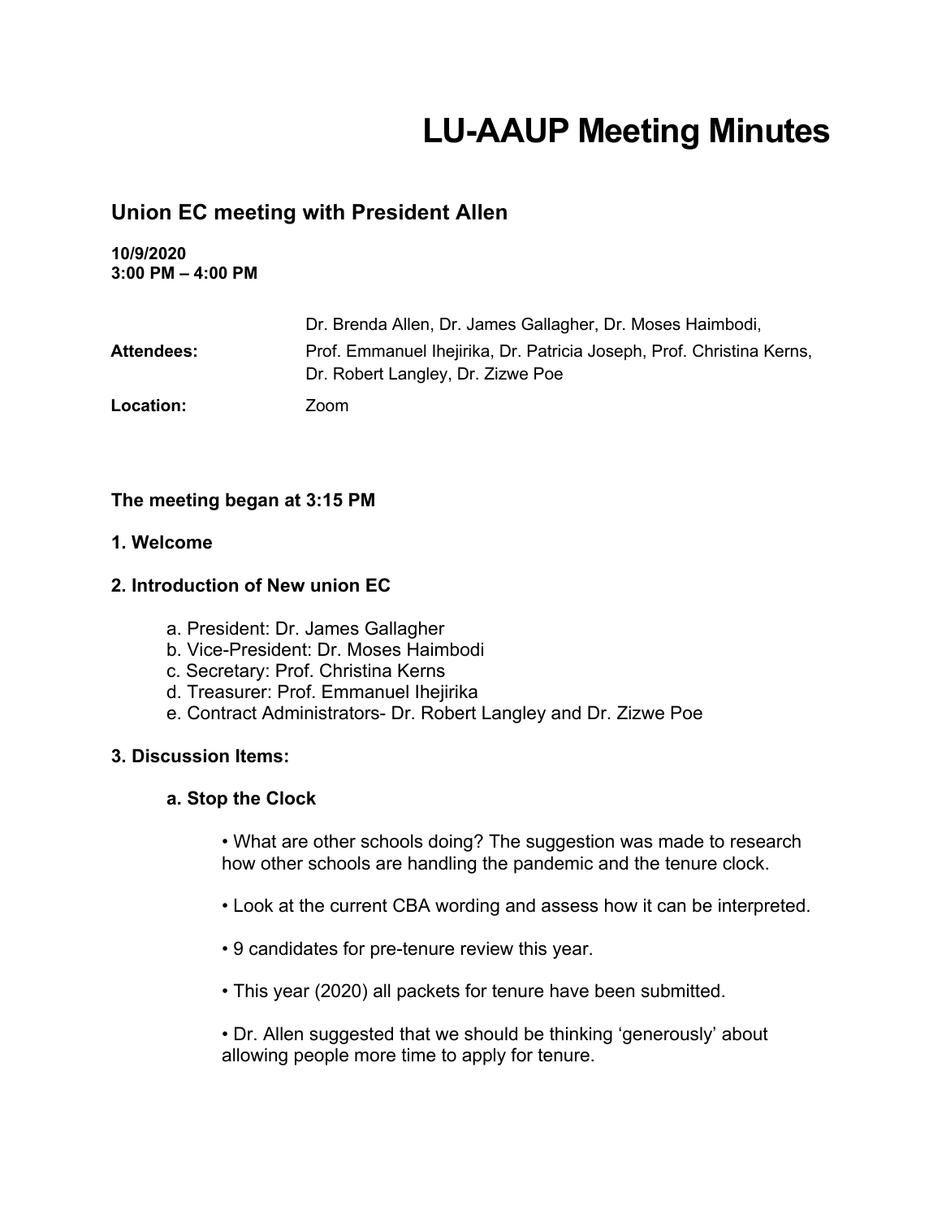# LU-AAUP Meeting Minutes

## Union EC meeting with President Allen

**10/9/2020**
**3:00 PM – 4:00 PM**

| | |
|---|---|
| **Attendees:** | Dr. Brenda Allen, Dr. James Gallagher, Dr. Moses Haimbodi, Prof. Emmanuel Ihejirika, Dr. Patricia Joseph, Prof. Christina Kerns, Dr. Robert Langley, Dr. Zizwe Poe |
| **Location:** | Zoom |

**The meeting began at 3:15 PM**

**1. Welcome**

**2. Introduction of New union EC**

a. President: Dr. James Gallagher
b. Vice-President: Dr. Moses Haimbodi
c. Secretary: Prof. Christina Kerns
d. Treasurer: Prof. Emmanuel Ihejirika
e. Contract Administrators- Dr. Robert Langley and Dr. Zizwe Poe

**3. Discussion Items:**

**a. Stop the Clock**

- What are other schools doing? The suggestion was made to research how other schools are handling the pandemic and the tenure clock.
- Look at the current CBA wording and assess how it can be interpreted.
- 9 candidates for pre-tenure review this year.
- This year (2020) all packets for tenure have been submitted.
- Dr. Allen suggested that we should be thinking 'generously' about allowing people more time to apply for tenure.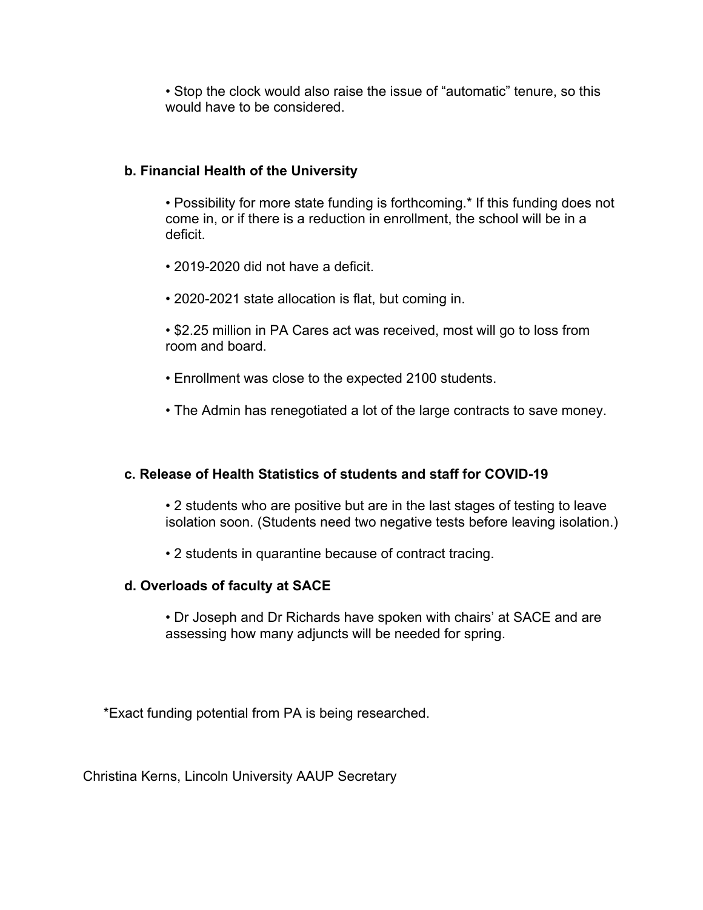- Stop the clock would also raise the issue of “automatic” tenure, so this would have to be considered.

### b. Financial Health of the University

- Possibility for more state funding is forthcoming.* If this funding does not come in, or if there is a reduction in enrollment, the school will be in a deficit.
- 2019-2020 did not have a deficit.
- 2020-2021 state allocation is flat, but coming in.
- $2.25 million in PA Cares act was received, most will go to loss from room and board.
- Enrollment was close to the expected 2100 students.
- The Admin has renegotiated a lot of the large contracts to save money.

### c. Release of Health Statistics of students and staff for COVID-19

- 2 students who are positive but are in the last stages of testing to leave isolation soon. (Students need two negative tests before leaving isolation.)
- 2 students in quarantine because of contract tracing.

### d. Overloads of faculty at SACE

- Dr Joseph and Dr Richards have spoken with chairs’ at SACE and are assessing how many adjuncts will be needed for spring.

*Exact funding potential from PA is being researched.

Christina Kerns, Lincoln University AAUP Secretary